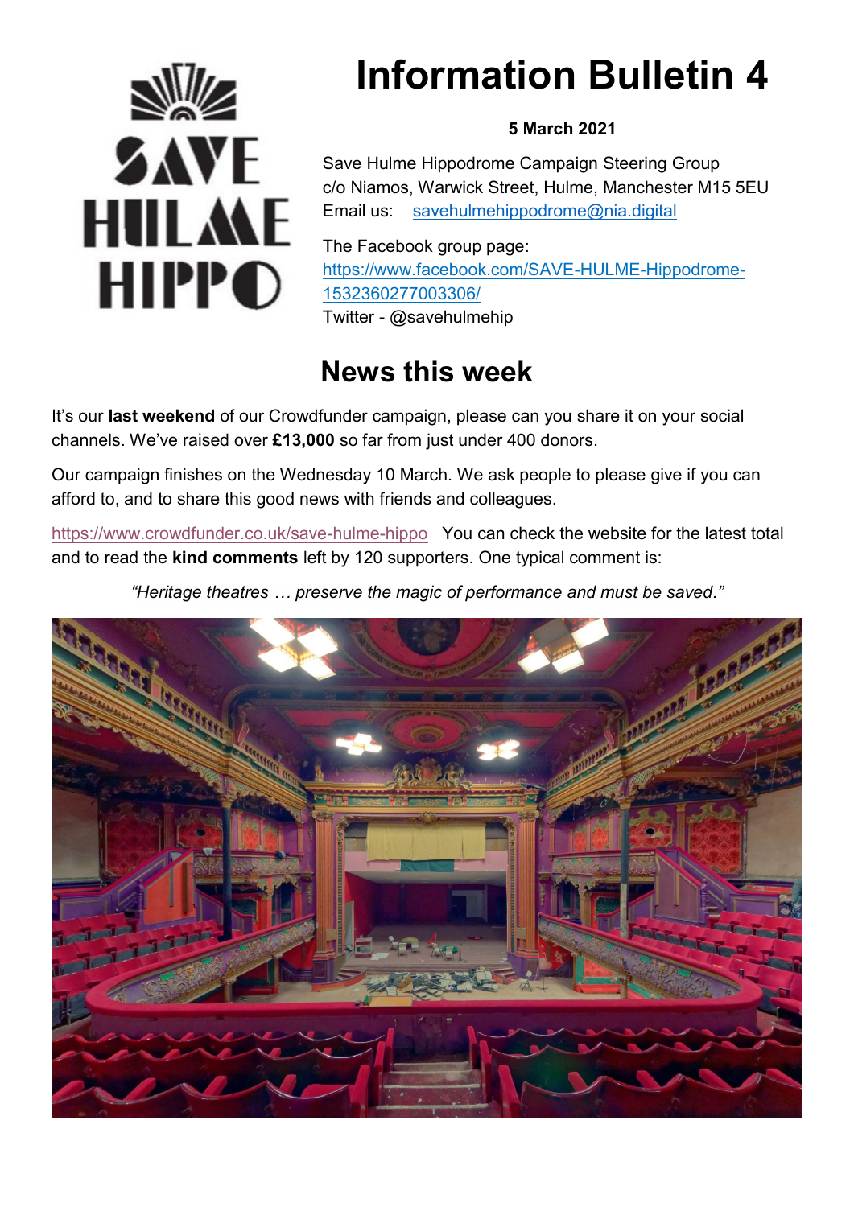# Information Bulletin 4

**5 March 2021**

Save Hulme Hippodrome Campaign Steering Group
c/o Niamos, Warwick Street, Hulme, Manchester M15 5EU
Email us: savehulmehippodrome@nia.digital

The Facebook group page:
https://www.facebook.com/SAVE-HULME-Hippodrome-1532360277003306/
Twitter - @savehulmehip

## News this week

It's our **last weekend** of our Crowdfunder campaign, please can you share it on your social channels. We've raised over **£13,000** so far from just under 400 donors.

Our campaign finishes on the Wednesday 10 March. We ask people to please give if you can afford to, and to share this good news with friends and colleagues.

https://www.crowdfunder.co.uk/save-hulme-hippo You can check the website for the latest total and to read the **kind comments** left by 120 supporters. One typical comment is:

*"Heritage theatres … preserve the magic of performance and must be saved."*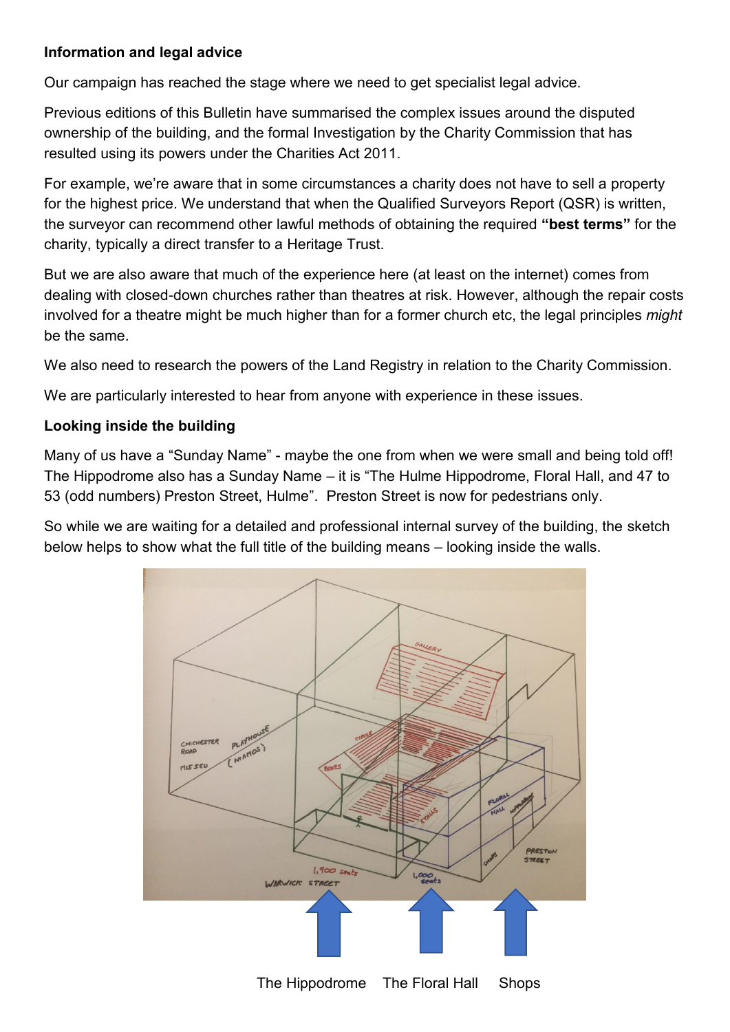**Information and legal advice**

Our campaign has reached the stage where we need to get specialist legal advice.

Previous editions of this Bulletin have summarised the complex issues around the disputed ownership of the building, and the formal Investigation by the Charity Commission that has resulted using its powers under the Charities Act 2011.

For example, we're aware that in some circumstances a charity does not have to sell a property for the highest price. We understand that when the Qualified Surveyors Report (QSR) is written, the surveyor can recommend other lawful methods of obtaining the required **"best terms"** for the charity, typically a direct transfer to a Heritage Trust.

But we are also aware that much of the experience here (at least on the internet) comes from dealing with closed-down churches rather than theatres at risk. However, although the repair costs involved for a theatre might be much higher than for a former church etc, the legal principles *might* be the same.

We also need to research the powers of the Land Registry in relation to the Charity Commission.

We are particularly interested to hear from anyone with experience in these issues.

**Looking inside the building**

Many of us have a "Sunday Name" - maybe the one from when we were small and being told off! The Hippodrome also has a Sunday Name – it is "The Hulme Hippodrome, Floral Hall, and 47 to 53 (odd numbers) Preston Street, Hulme". Preston Street is now for pedestrians only.

So while we are waiting for a detailed and professional internal survey of the building, the sketch below helps to show what the full title of the building means – looking inside the walls.

GALLERY
CIRCLE
BOXES
STALLS
CHICHESTER ROAD
MUSSEU
PLAYHOUSE (NIAMOS)
FLORAL HALL
HIPPODROME
SHOPS
PRESTON STREET
1,900 seats
1,000 seats
WARWICK STREET

The Hippodrome The Floral Hall Shops